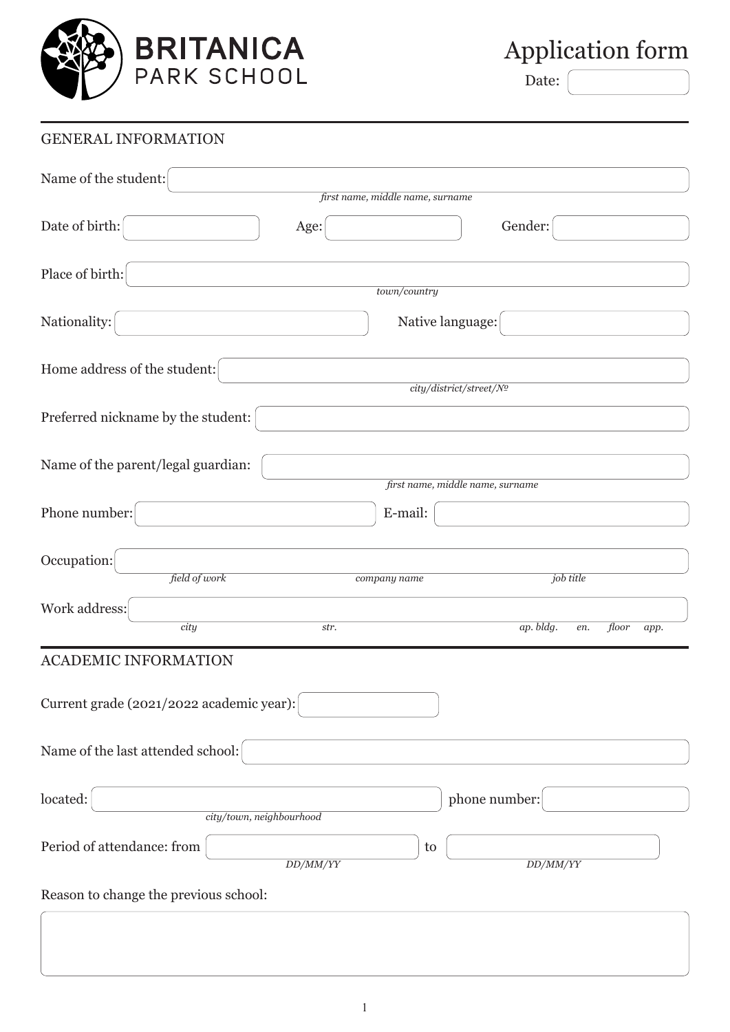# BRITANICA PARK SCHOOL

# Application form

Date:

## GENERAL INFORMATION

Name of the student:
*first name, middle name, surname*

Date of birth: Age: Gender:

Place of birth:
*town/country*

Nationality: Native language:

Home address of the student:
*city/district/street/№*

Preferred nickname by the student:

Name of the parent/legal guardian:
*first name, middle name, surname*

Phone number: E-mail:

Occupation:
*field of work* *company name* *job title*

Work address:
*city* *str.* *ap. bldg.* *en.* *floor* *app.*

## ACADEMIC INFORMATION

Current grade (2021/2022 academic year):

Name of the last attended school:

located: phone number:
*city/town, neighbourhood*

Period of attendance: from to
*DD/MM/YY* *DD/MM/YY*

Reason to change the previous school: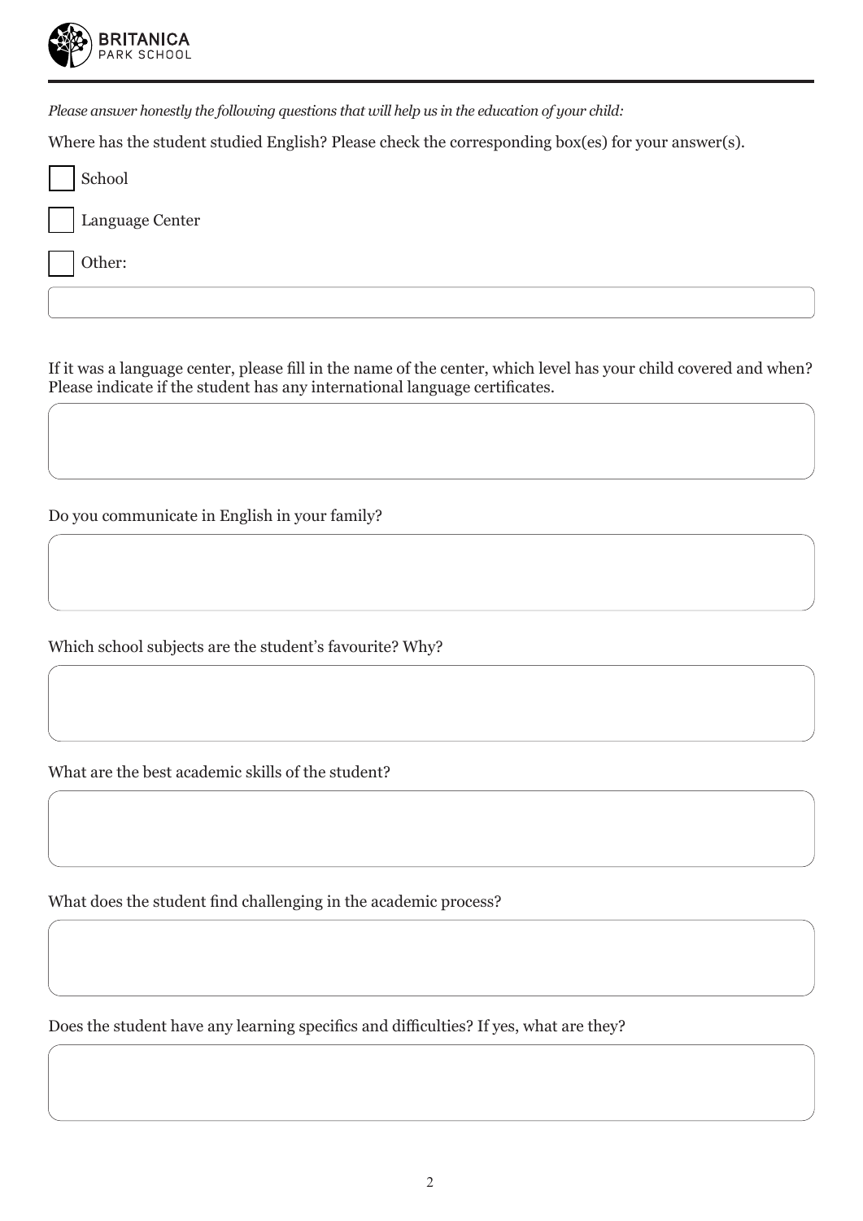*Please answer honestly the following questions that will help us in the education of your child:*

Where has the student studied English? Please check the corresponding box(es) for your answer(s).

- [ ] School
- [ ] Language Center
- [ ] Other:

If it was a language center, please fill in the name of the center, which level has your child covered and when? Please indicate if the student has any international language certificates.

Do you communicate in English in your family?

Which school subjects are the student's favourite? Why?

What are the best academic skills of the student?

What does the student find challenging in the academic process?

Does the student have any learning specifics and difficulties? If yes, what are they?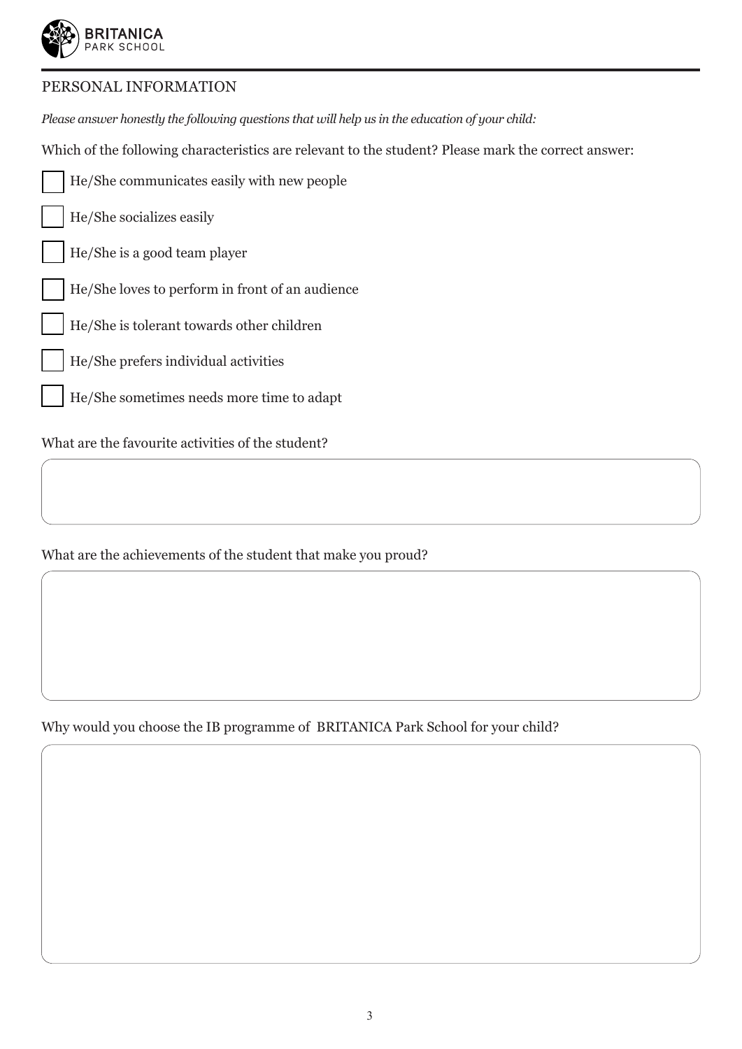## PERSONAL INFORMATION

*Please answer honestly the following questions that will help us in the education of your child:*

Which of the following characteristics are relevant to the student? Please mark the correct answer:

- [ ] He/She communicates easily with new people
- [ ] He/She socializes easily
- [ ] He/She is a good team player
- [ ] He/She loves to perform in front of an audience
- [ ] He/She is tolerant towards other children
- [ ] He/She prefers individual activities
- [ ] He/She sometimes needs more time to adapt

What are the favourite activities of the student?

What are the achievements of the student that make you proud?

Why would you choose the IB programme of BRITANICA Park School for your child?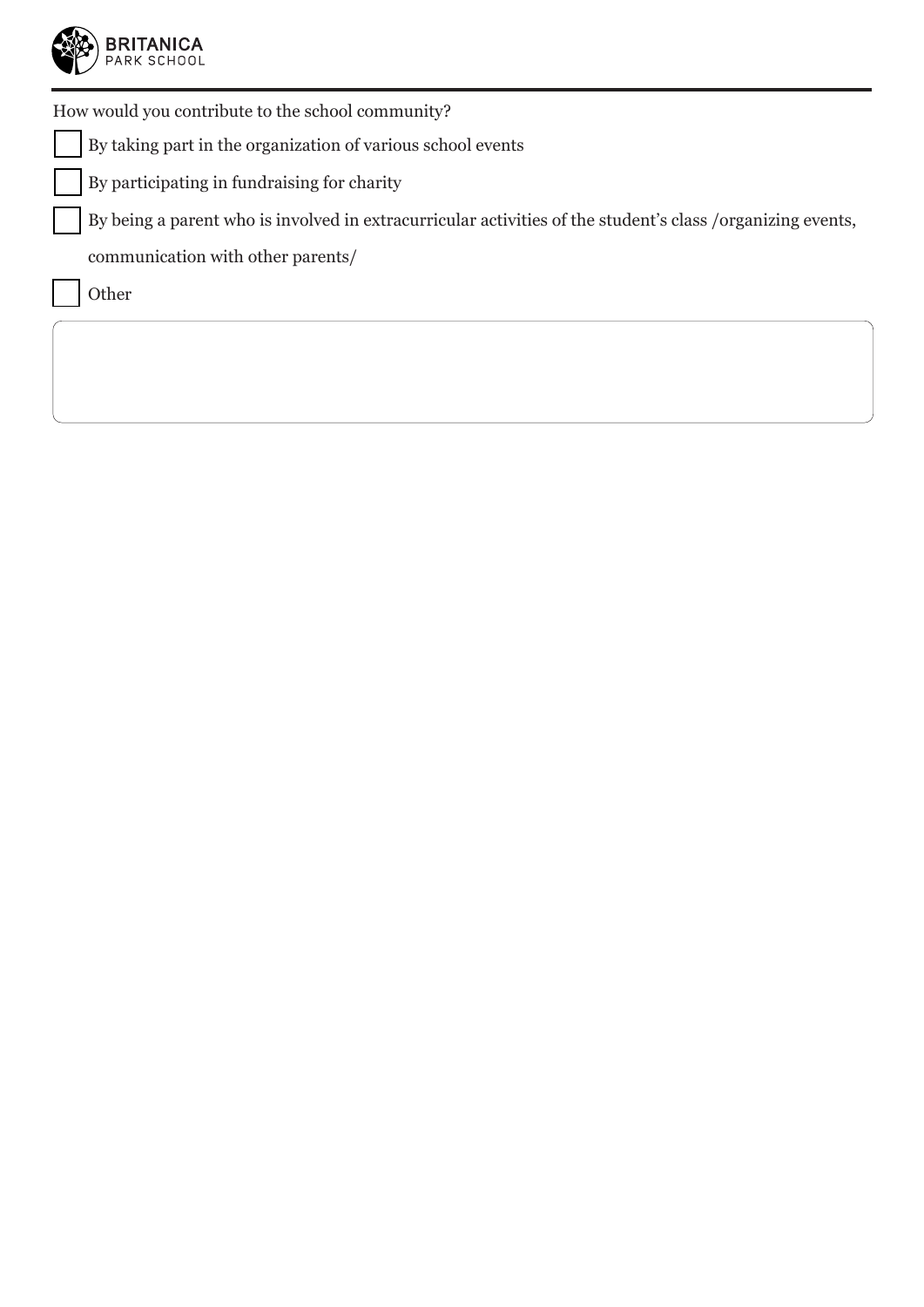How would you contribute to the school community?

- [ ] By taking part in the organization of various school events
- [ ] By participating in fundraising for charity
- [ ] By being a parent who is involved in extracurricular activities of the student's class /organizing events, communication with other parents/
- [ ] Other